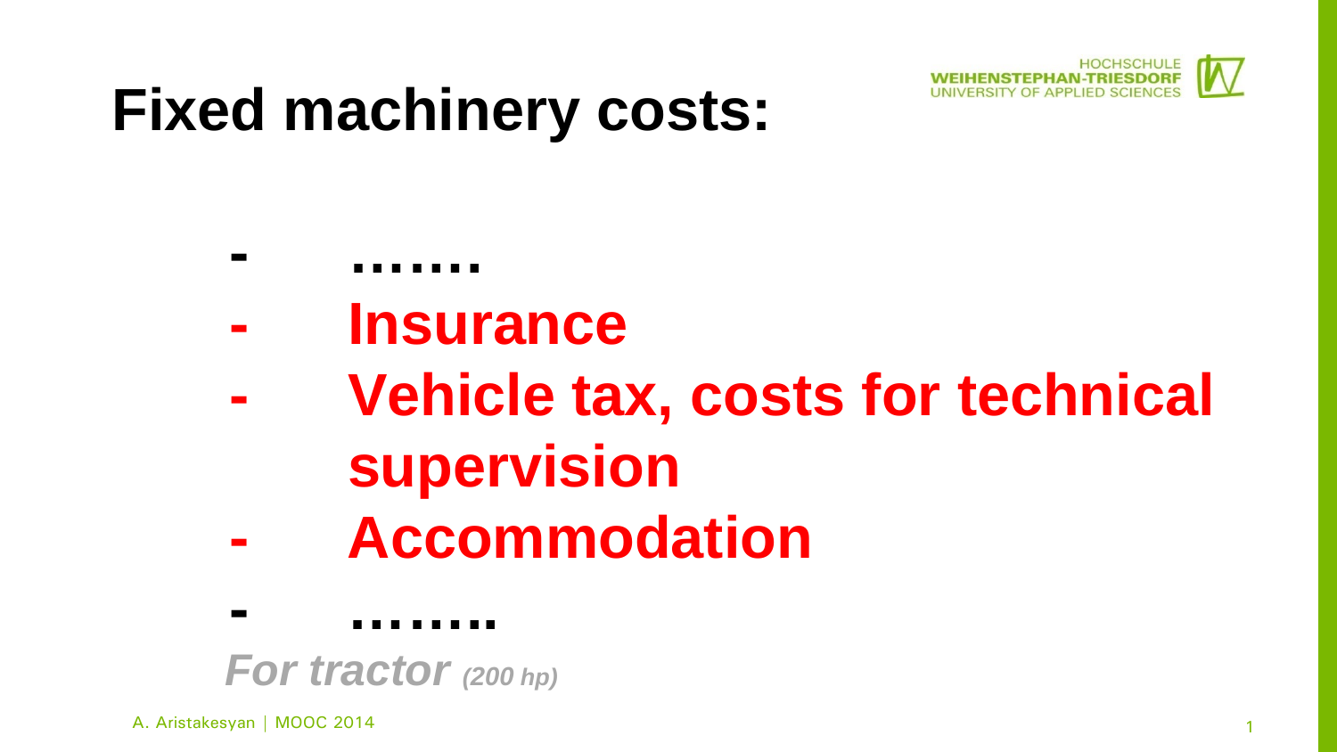# Fixed machinery costs:

- .......
- **Insurance**
- **Vehicle tax, costs for technical supervision**
- **Accommodation**
- ........

***For tractor** (200 hp)*

A. Aristakesyan | MOOC 2014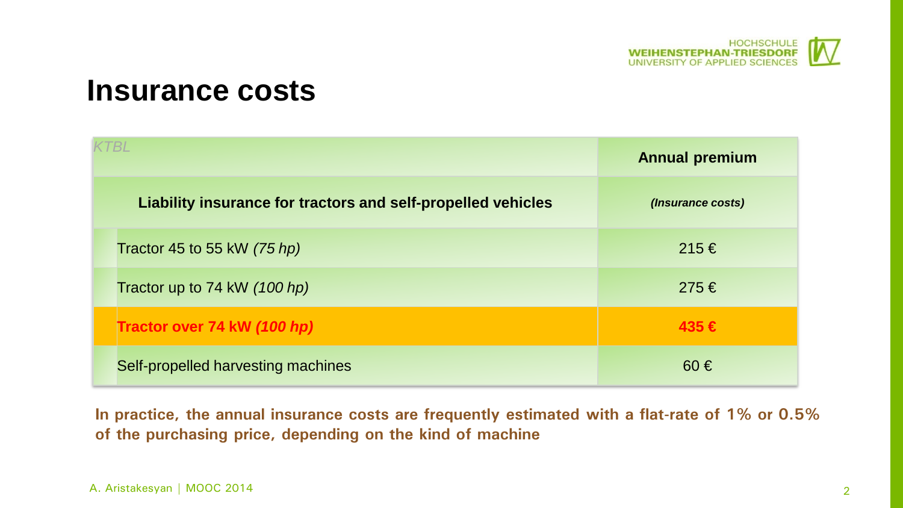# Insurance costs

| *KTBL* | **Annual premium** |
|---|---|
| **Liability insurance for tractors and self-propelled vehicles** | ***(Insurance costs)*** |
| Tractor 45 to 55 kW *(75 hp)* | 215 € |
| Tractor up to 74 kW *(100 hp)* | 275 € |
| **Tractor over 74 kW *(100 hp)*** | **435 €** |
| Self-propelled harvesting machines | 60 € |

**In practice, the annual insurance costs are frequently estimated with a flat-rate of 1% or 0.5% of the purchasing price, depending on the kind of machine**

A. Aristakesyan | MOOC 2014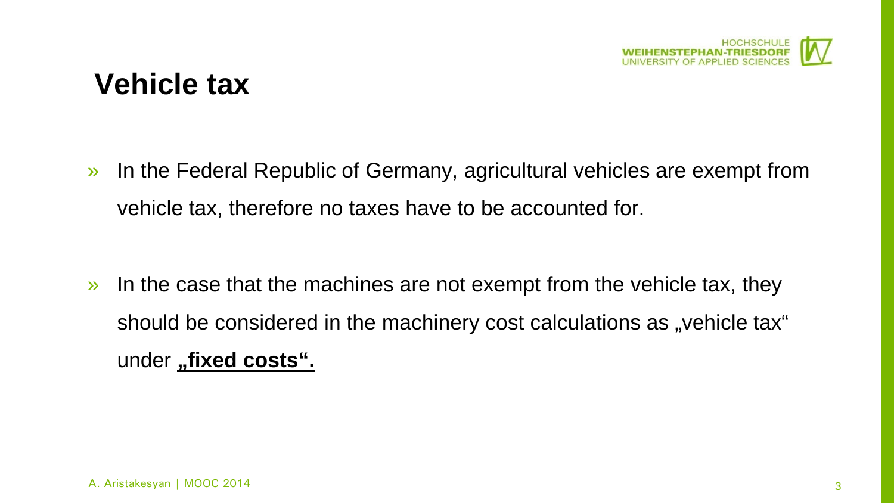# Vehicle tax

» In the Federal Republic of Germany, agricultural vehicles are exempt from vehicle tax, therefore no taxes have to be accounted for.

» In the case that the machines are not exempt from the vehicle tax, they should be considered in the machinery cost calculations as „vehicle tax" under **„fixed costs".**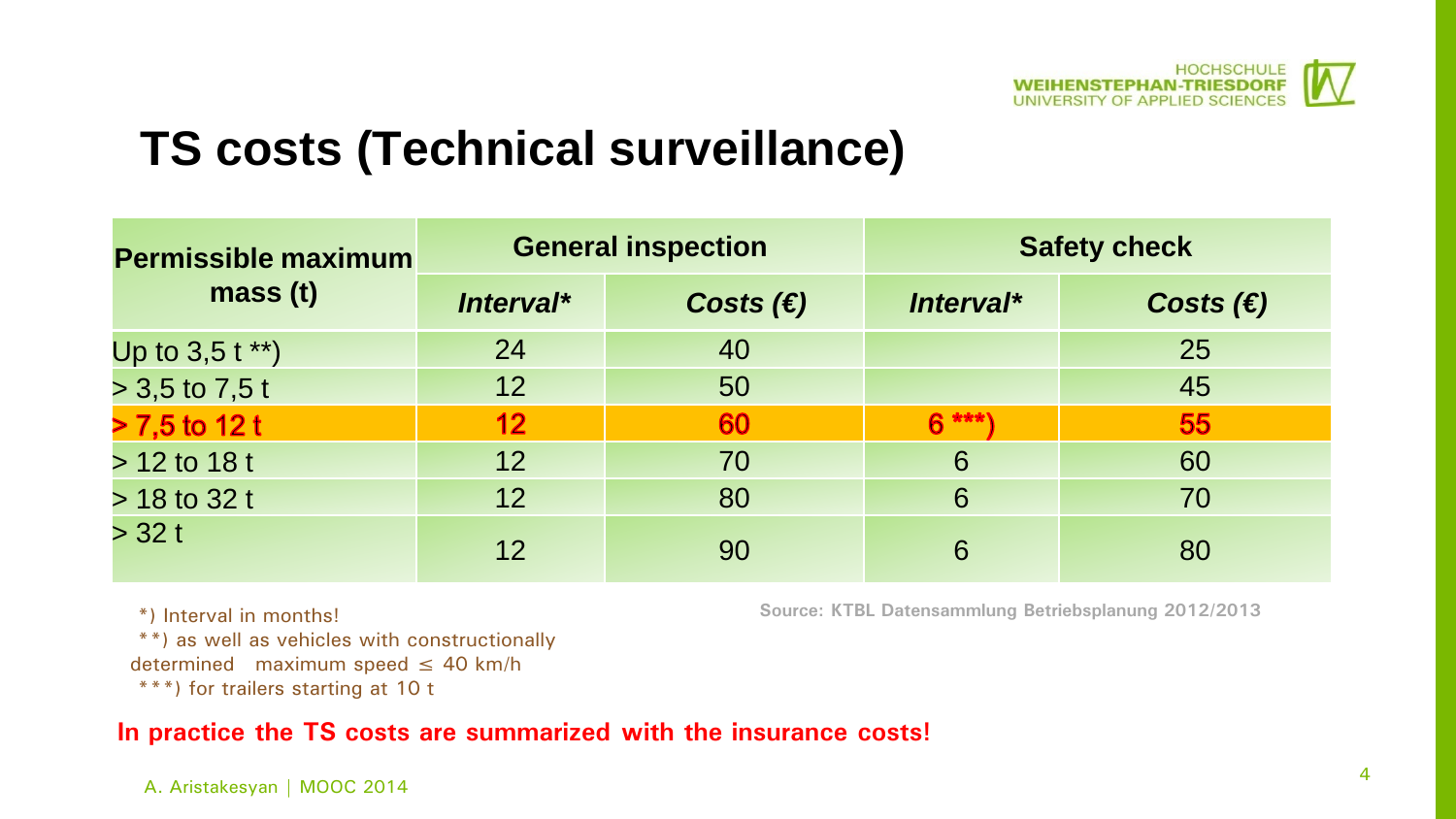# TS costs (Technical surveillance)

| Permissible maximum mass (t) | General inspection | | Safety check | |
|---|---|---|---|---|
| | *Interval** | *Costs (€)* | *Interval** | *Costs (€)* |
| Up to 3,5 t **) | 24 | 40 | | 25 |
| > 3,5 to 7,5 t | 12 | 50 | | 45 |
| **> 7,5 to 12 t** | **12** | **60** | **6 ***)** | **55** |
| > 12 to 18 t | 12 | 70 | 6 | 60 |
| > 18 to 32 t | 12 | 80 | 6 | 70 |
| > 32 t | 12 | 90 | 6 | 80 |

*) Interval in months!

**) as well as vehicles with constructionally determined maximum speed ≤ 40 km/h

***) for trailers starting at 10 t

Source: KTBL Datensammlung Betriebsplanung 2012/2013

**In practice the TS costs are summarized with the insurance costs!**

A. Aristakesyan | MOOC 2014